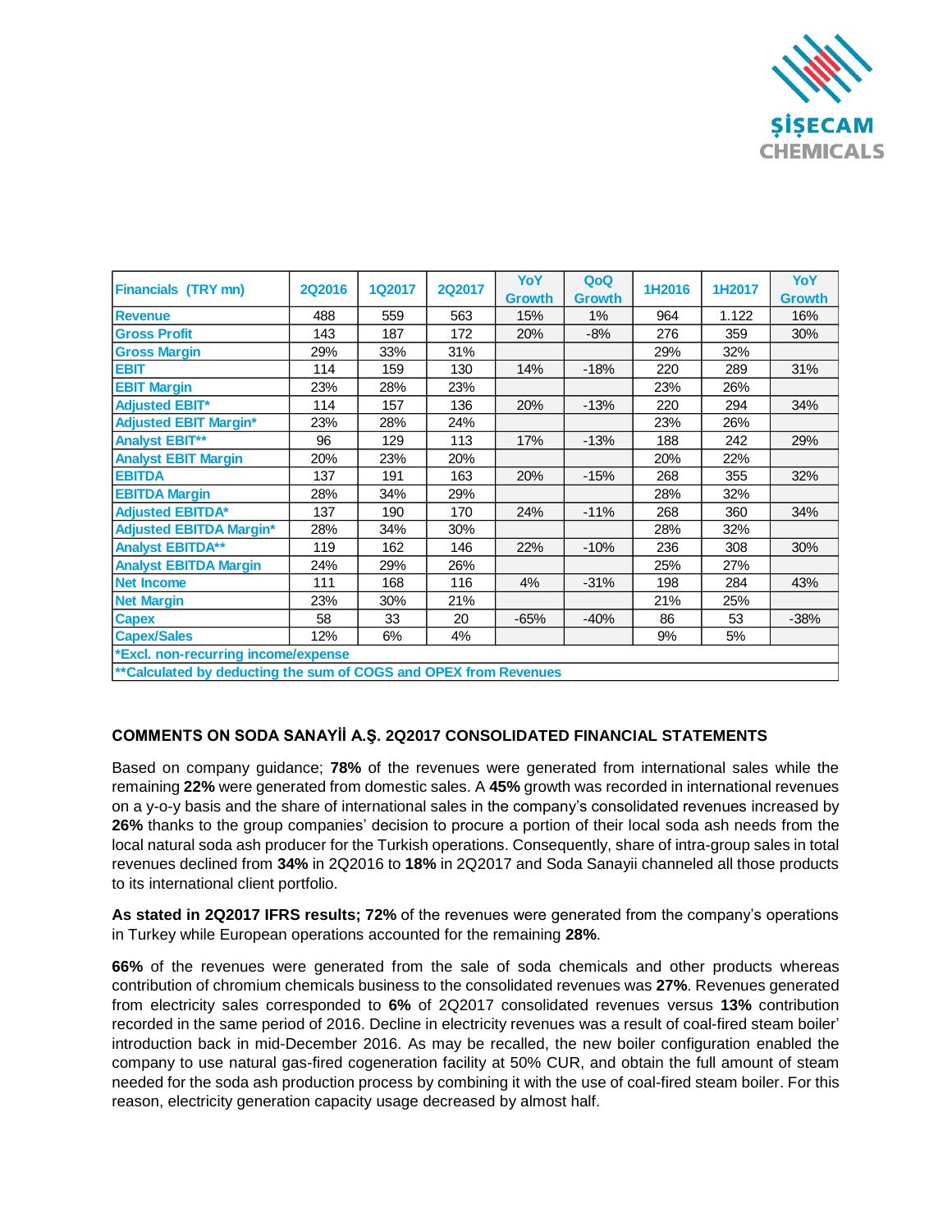| Financials (TRY mn) | 2Q2016 | 1Q2017 | 2Q2017 | YoY Growth | QoQ Growth | 1H2016 | 1H2017 | YoY Growth |
|---|---|---|---|---|---|---|---|---|
| Revenue | 488 | 559 | 563 | 15% | 1% | 964 | 1.122 | 16% |
| Gross Profit | 143 | 187 | 172 | 20% | -8% | 276 | 359 | 30% |
| Gross Margin | 29% | 33% | 31% | | | 29% | 32% | |
| EBIT | 114 | 159 | 130 | 14% | -18% | 220 | 289 | 31% |
| EBIT Margin | 23% | 28% | 23% | | | 23% | 26% | |
| Adjusted EBIT* | 114 | 157 | 136 | 20% | -13% | 220 | 294 | 34% |
| Adjusted EBIT Margin* | 23% | 28% | 24% | | | 23% | 26% | |
| Analyst EBIT** | 96 | 129 | 113 | 17% | -13% | 188 | 242 | 29% |
| Analyst EBIT Margin | 20% | 23% | 20% | | | 20% | 22% | |
| EBITDA | 137 | 191 | 163 | 20% | -15% | 268 | 355 | 32% |
| EBITDA Margin | 28% | 34% | 29% | | | 28% | 32% | |
| Adjusted EBITDA* | 137 | 190 | 170 | 24% | -11% | 268 | 360 | 34% |
| Adjusted EBITDA Margin* | 28% | 34% | 30% | | | 28% | 32% | |
| Analyst EBITDA** | 119 | 162 | 146 | 22% | -10% | 236 | 308 | 30% |
| Analyst EBITDA Margin | 24% | 29% | 26% | | | 25% | 27% | |
| Net Income | 111 | 168 | 116 | 4% | -31% | 198 | 284 | 43% |
| Net Margin | 23% | 30% | 21% | | | 21% | 25% | |
| Capex | 58 | 33 | 20 | -65% | -40% | 86 | 53 | -38% |
| Capex/Sales | 12% | 6% | 4% | | | 9% | 5% | |
| *Excl. non-recurring income/expense | | | | | | | | |
| **Calculated by deducting the sum of COGS and OPEX from Revenues | | | | | | | | |

## COMMENTS ON SODA SANAYİİ A.Ş. 2Q2017 CONSOLIDATED FINANCIAL STATEMENTS

Based on company guidance; **78%** of the revenues were generated from international sales while the remaining **22%** were generated from domestic sales. A **45%** growth was recorded in international revenues on a y-o-y basis and the share of international sales in the company's consolidated revenues increased by **26%** thanks to the group companies' decision to procure a portion of their local soda ash needs from the local natural soda ash producer for the Turkish operations. Consequently, share of intra-group sales in total revenues declined from **34%** in 2Q2016 to **18%** in 2Q2017 and Soda Sanayii channeled all those products to its international client portfolio.

**As stated in 2Q2017 IFRS results; 72%** of the revenues were generated from the company's operations in Turkey while European operations accounted for the remaining **28%**.

**66%** of the revenues were generated from the sale of soda chemicals and other products whereas contribution of chromium chemicals business to the consolidated revenues was **27%**. Revenues generated from electricity sales corresponded to **6%** of 2Q2017 consolidated revenues versus **13%** contribution recorded in the same period of 2016. Decline in electricity revenues was a result of coal-fired steam boiler' introduction back in mid-December 2016. As may be recalled, the new boiler configuration enabled the company to use natural gas-fired cogeneration facility at 50% CUR, and obtain the full amount of steam needed for the soda ash production process by combining it with the use of coal-fired steam boiler. For this reason, electricity generation capacity usage decreased by almost half.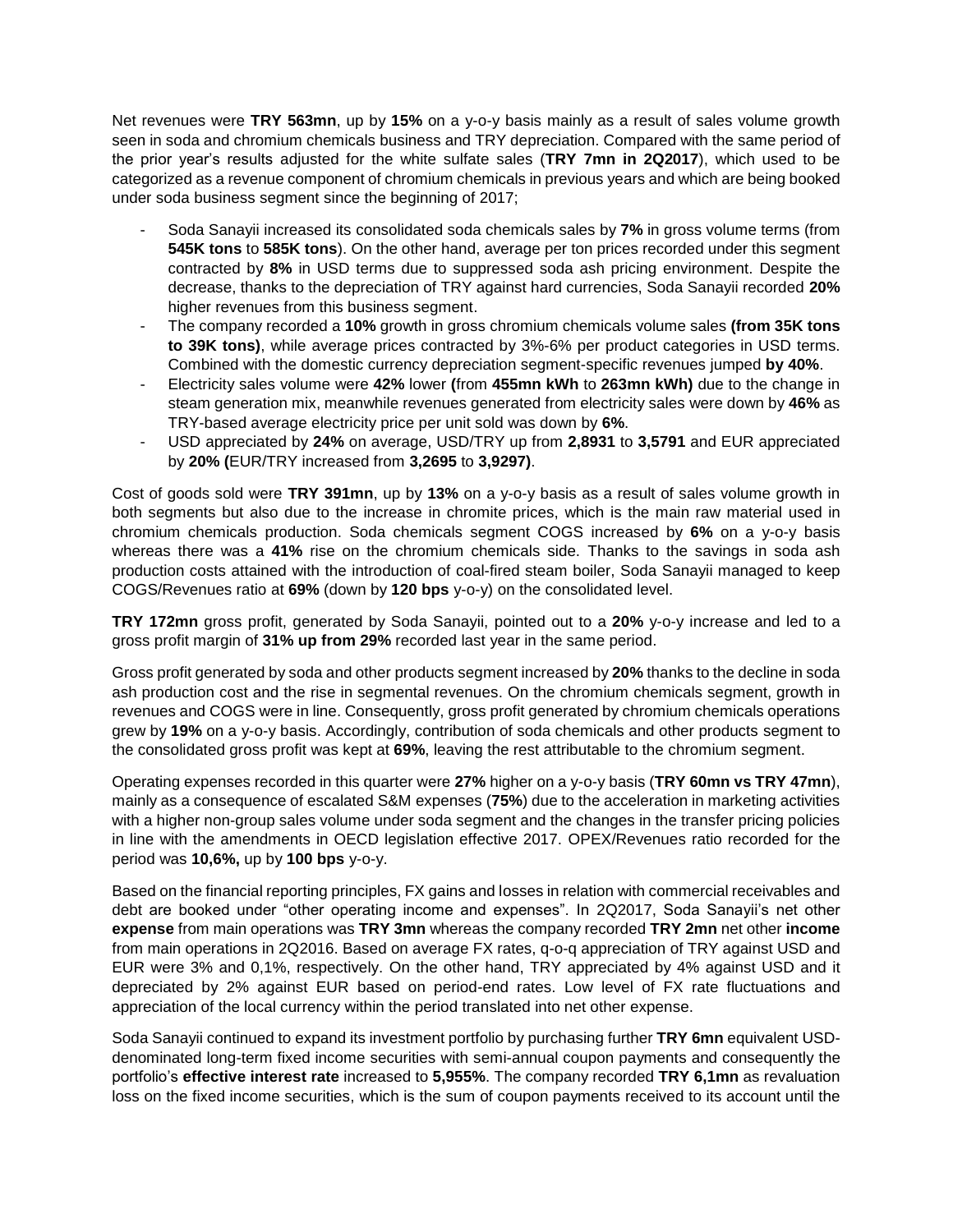Net revenues were **TRY 563mn**, up by **15%** on a y-o-y basis mainly as a result of sales volume growth seen in soda and chromium chemicals business and TRY depreciation. Compared with the same period of the prior year's results adjusted for the white sulfate sales (**TRY 7mn in 2Q2017**), which used to be categorized as a revenue component of chromium chemicals in previous years and which are being booked under soda business segment since the beginning of 2017;

- Soda Sanayii increased its consolidated soda chemicals sales by **7%** in gross volume terms (from **545K tons** to **585K tons**). On the other hand, average per ton prices recorded under this segment contracted by **8%** in USD terms due to suppressed soda ash pricing environment. Despite the decrease, thanks to the depreciation of TRY against hard currencies, Soda Sanayii recorded **20%** higher revenues from this business segment.
- The company recorded a **10%** growth in gross chromium chemicals volume sales **(from 35K tons to 39K tons)**, while average prices contracted by 3%-6% per product categories in USD terms. Combined with the domestic currency depreciation segment-specific revenues jumped **by 40%**.
- Electricity sales volume were **42%** lower **(**from **455mn kWh** to **263mn kWh)** due to the change in steam generation mix, meanwhile revenues generated from electricity sales were down by **46%** as TRY-based average electricity price per unit sold was down by **6%**.
- USD appreciated by **24%** on average, USD/TRY up from **2,8931** to **3,5791** and EUR appreciated by **20% (**EUR/TRY increased from **3,2695** to **3,9297)**.

Cost of goods sold were **TRY 391mn**, up by **13%** on a y-o-y basis as a result of sales volume growth in both segments but also due to the increase in chromite prices, which is the main raw material used in chromium chemicals production. Soda chemicals segment COGS increased by **6%** on a y-o-y basis whereas there was a **41%** rise on the chromium chemicals side. Thanks to the savings in soda ash production costs attained with the introduction of coal-fired steam boiler, Soda Sanayii managed to keep COGS/Revenues ratio at **69%** (down by **120 bps** y-o-y) on the consolidated level.

**TRY 172mn** gross profit, generated by Soda Sanayii, pointed out to a **20%** y-o-y increase and led to a gross profit margin of **31% up from 29%** recorded last year in the same period.

Gross profit generated by soda and other products segment increased by **20%** thanks to the decline in soda ash production cost and the rise in segmental revenues. On the chromium chemicals segment, growth in revenues and COGS were in line. Consequently, gross profit generated by chromium chemicals operations grew by **19%** on a y-o-y basis. Accordingly, contribution of soda chemicals and other products segment to the consolidated gross profit was kept at **69%**, leaving the rest attributable to the chromium segment.

Operating expenses recorded in this quarter were **27%** higher on a y-o-y basis (**TRY 60mn vs TRY 47mn**), mainly as a consequence of escalated S&M expenses (**75%**) due to the acceleration in marketing activities with a higher non-group sales volume under soda segment and the changes in the transfer pricing policies in line with the amendments in OECD legislation effective 2017. OPEX/Revenues ratio recorded for the period was **10,6%,** up by **100 bps** y-o-y.

Based on the financial reporting principles, FX gains and losses in relation with commercial receivables and debt are booked under "other operating income and expenses". In 2Q2017, Soda Sanayii's net other **expense** from main operations was **TRY 3mn** whereas the company recorded **TRY 2mn** net other **income** from main operations in 2Q2016. Based on average FX rates, q-o-q appreciation of TRY against USD and EUR were 3% and 0,1%, respectively. On the other hand, TRY appreciated by 4% against USD and it depreciated by 2% against EUR based on period-end rates. Low level of FX rate fluctuations and appreciation of the local currency within the period translated into net other expense.

Soda Sanayii continued to expand its investment portfolio by purchasing further **TRY 6mn** equivalent USD-denominated long-term fixed income securities with semi-annual coupon payments and consequently the portfolio's **effective interest rate** increased to **5,955%**. The company recorded **TRY 6,1mn** as revaluation loss on the fixed income securities, which is the sum of coupon payments received to its account until the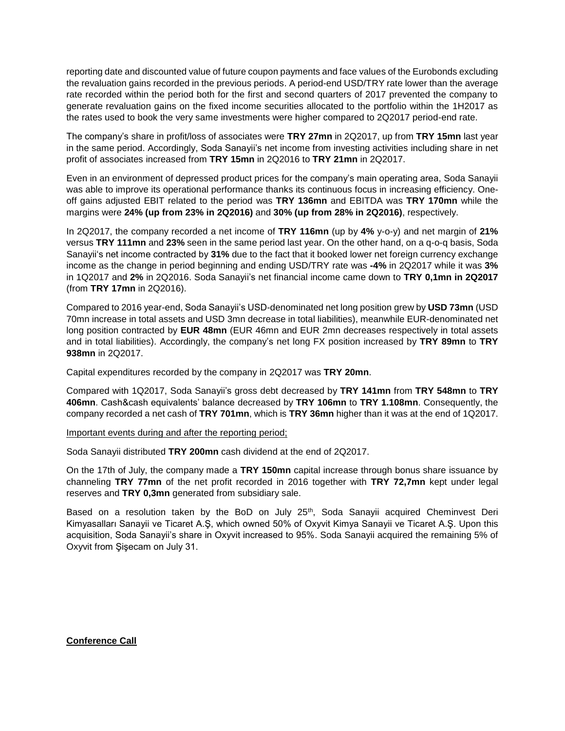reporting date and discounted value of future coupon payments and face values of the Eurobonds excluding the revaluation gains recorded in the previous periods. A period-end USD/TRY rate lower than the average rate recorded within the period both for the first and second quarters of 2017 prevented the company to generate revaluation gains on the fixed income securities allocated to the portfolio within the 1H2017 as the rates used to book the very same investments were higher compared to 2Q2017 period-end rate.

The company's share in profit/loss of associates were **TRY 27mn** in 2Q2017, up from **TRY 15mn** last year in the same period. Accordingly, Soda Sanayii's net income from investing activities including share in net profit of associates increased from **TRY 15mn** in 2Q2016 to **TRY 21mn** in 2Q2017.

Even in an environment of depressed product prices for the company's main operating area, Soda Sanayii was able to improve its operational performance thanks its continuous focus in increasing efficiency. One-off gains adjusted EBIT related to the period was **TRY 136mn** and EBITDA was **TRY 170mn** while the margins were **24% (up from 23% in 2Q2016)** and **30% (up from 28% in 2Q2016)**, respectively.

In 2Q2017, the company recorded a net income of **TRY 116mn** (up by **4%** y-o-y) and net margin of **21%** versus **TRY 111mn** and **23%** seen in the same period last year. On the other hand, on a q-o-q basis, Soda Sanayii's net income contracted by **31%** due to the fact that it booked lower net foreign currency exchange income as the change in period beginning and ending USD/TRY rate was **-4%** in 2Q2017 while it was **3%** in 1Q2017 and **2%** in 2Q2016. Soda Sanayii's net financial income came down to **TRY 0,1mn in 2Q2017** (from **TRY 17mn** in 2Q2016).

Compared to 2016 year-end, Soda Sanayii's USD-denominated net long position grew by **USD 73mn** (USD 70mn increase in total assets and USD 3mn decrease in total liabilities), meanwhile EUR-denominated net long position contracted by **EUR 48mn** (EUR 46mn and EUR 2mn decreases respectively in total assets and in total liabilities). Accordingly, the company's net long FX position increased by **TRY 89mn** to **TRY 938mn** in 2Q2017.

Capital expenditures recorded by the company in 2Q2017 was **TRY 20mn**.

Compared with 1Q2017, Soda Sanayii's gross debt decreased by **TRY 141mn** from **TRY 548mn** to **TRY 406mn**. Cash&cash equivalents' balance decreased by **TRY 106mn** to **TRY 1.108mn**. Consequently, the company recorded a net cash of **TRY 701mn**, which is **TRY 36mn** higher than it was at the end of 1Q2017.

Important events during and after the reporting period;

Soda Sanayii distributed **TRY 200mn** cash dividend at the end of 2Q2017.

On the 17th of July, the company made a **TRY 150mn** capital increase through bonus share issuance by channeling **TRY 77mn** of the net profit recorded in 2016 together with **TRY 72,7mn** kept under legal reserves and **TRY 0,3mn** generated from subsidiary sale.

Based on a resolution taken by the BoD on July 25th, Soda Sanayii acquired Cheminvest Deri Kimyasalları Sanayii ve Ticaret A.Ş, which owned 50% of Oxyvit Kimya Sanayii ve Ticaret A.Ş. Upon this acquisition, Soda Sanayii's share in Oxyvit increased to 95%. Soda Sanayii acquired the remaining 5% of Oxyvit from Şişecam on July 31.

**Conference Call**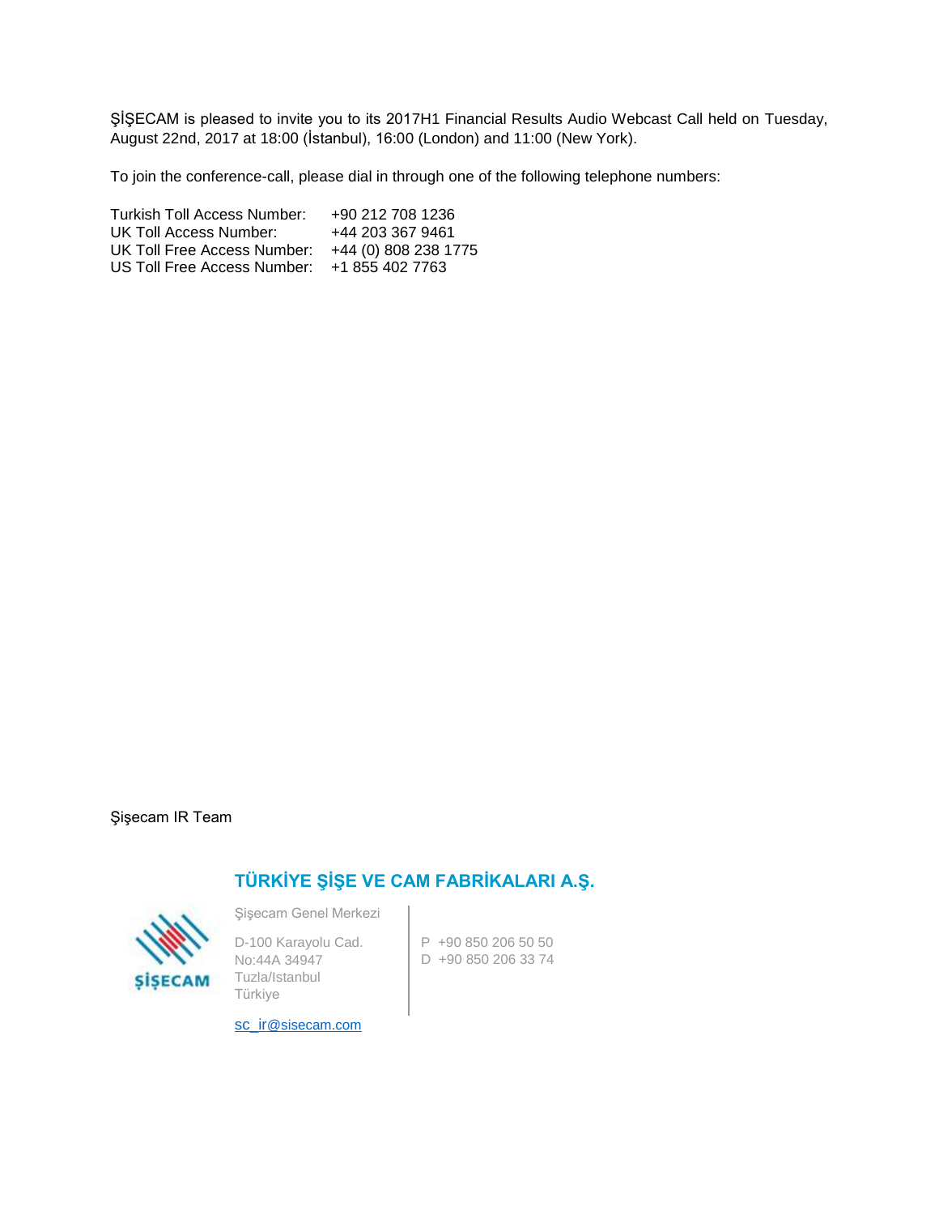ŞİŞECAM is pleased to invite you to its 2017H1 Financial Results Audio Webcast Call held on Tuesday, August 22nd, 2017 at 18:00 (İstanbul), 16:00 (London) and 11:00 (New York).

To join the conference-call, please dial in through one of the following telephone numbers:

| | |
|---|---|
| Turkish Toll Access Number: | +90 212 708 1236 |
| UK Toll Access Number: | +44 203 367 9461 |
| UK Toll Free Access Number: | +44 (0) 808 238 1775 |
| US Toll Free Access Number: | +1 855 402 7763 |

Şişecam IR Team

**TÜRKİYE ŞİŞE VE CAM FABRİKALARI A.Ş.**

ŞİŞECAM

Şişecam Genel Merkezi

D-100 Karayolu Cad.
No:44A 34947
Tuzla/Istanbul
Türkiye

P +90 850 206 50 50
D +90 850 206 33 74

sc_ir@sisecam.com